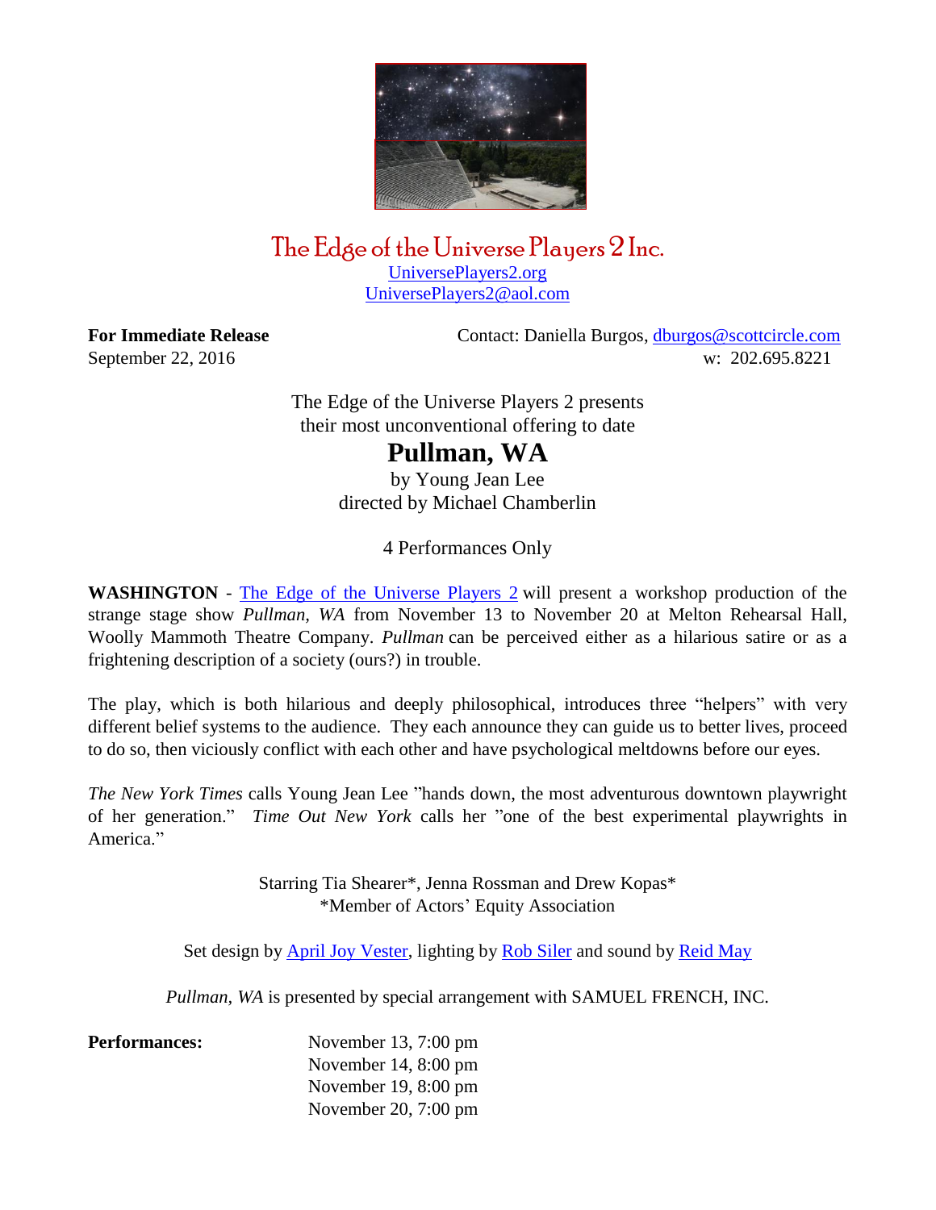# The Edge of the Universe Players 2 Inc.

UniversePlayers2.org
UniversePlayers2@aol.com

**For Immediate Release** Contact: Daniella Burgos, dburgos@scottcircle.com
September 22, 2016 w: 202.695.8221

The Edge of the Universe Players 2 presents
their most unconventional offering to date

## Pullman, WA

by Young Jean Lee
directed by Michael Chamberlin

4 Performances Only

**WASHINGTON** - The Edge of the Universe Players 2 will present a workshop production of the strange stage show *Pullman, WA* from November 13 to November 20 at Melton Rehearsal Hall, Woolly Mammoth Theatre Company. *Pullman* can be perceived either as a hilarious satire or as a frightening description of a society (ours?) in trouble.

The play, which is both hilarious and deeply philosophical, introduces three "helpers" with very different belief systems to the audience. They each announce they can guide us to better lives, proceed to do so, then viciously conflict with each other and have psychological meltdowns before our eyes.

*The New York Times* calls Young Jean Lee "hands down, the most adventurous downtown playwright of her generation." *Time Out New York* calls her "one of the best experimental playwrights in America."

Starring Tia Shearer*, Jenna Rossman and Drew Kopas*
*Member of Actors' Equity Association

Set design by April Joy Vester, lighting by Rob Siler and sound by Reid May

*Pullman, WA* is presented by special arrangement with SAMUEL FRENCH, INC.

**Performances:**

November 13, 7:00 pm
November 14, 8:00 pm
November 19, 8:00 pm
November 20, 7:00 pm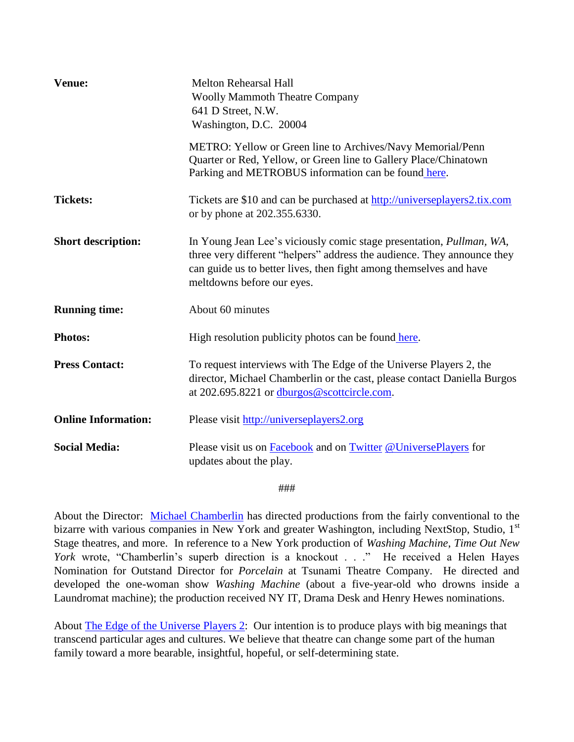**Venue:** Melton Rehearsal Hall
Woolly Mammoth Theatre Company
641 D Street, N.W.
Washington, D.C. 20004

METRO: Yellow or Green line to Archives/Navy Memorial/Penn Quarter or Red, Yellow, or Green line to Gallery Place/Chinatown
Parking and METROBUS information can be found here.

**Tickets:** Tickets are $10 and can be purchased at http://universeplayers2.tix.com or by phone at 202.355.6330.

**Short description:** In Young Jean Lee's viciously comic stage presentation, *Pullman, WA*, three very different "helpers" address the audience. They announce they can guide us to better lives, then fight among themselves and have meltdowns before our eyes.

**Running time:** About 60 minutes

**Photos:** High resolution publicity photos can be found here.

**Press Contact:** To request interviews with The Edge of the Universe Players 2, the director, Michael Chamberlin or the cast, please contact Daniella Burgos at 202.695.8221 or dburgos@scottcircle.com.

**Online Information:** Please visit http://universeplayers2.org

**Social Media:** Please visit us on Facebook and on Twitter @UniversePlayers for updates about the play.

###

About the Director: Michael Chamberlin has directed productions from the fairly conventional to the bizarre with various companies in New York and greater Washington, including NextStop, Studio, 1st Stage theatres, and more. In reference to a New York production of *Washing Machine*, *Time Out New York* wrote, "Chamberlin's superb direction is a knockout . . ." He received a Helen Hayes Nomination for Outstand Director for *Porcelain* at Tsunami Theatre Company. He directed and developed the one-woman show *Washing Machine* (about a five-year-old who drowns inside a Laundromat machine); the production received NY IT, Drama Desk and Henry Hewes nominations.

About The Edge of the Universe Players 2: Our intention is to produce plays with big meanings that transcend particular ages and cultures. We believe that theatre can change some part of the human family toward a more bearable, insightful, hopeful, or self-determining state.